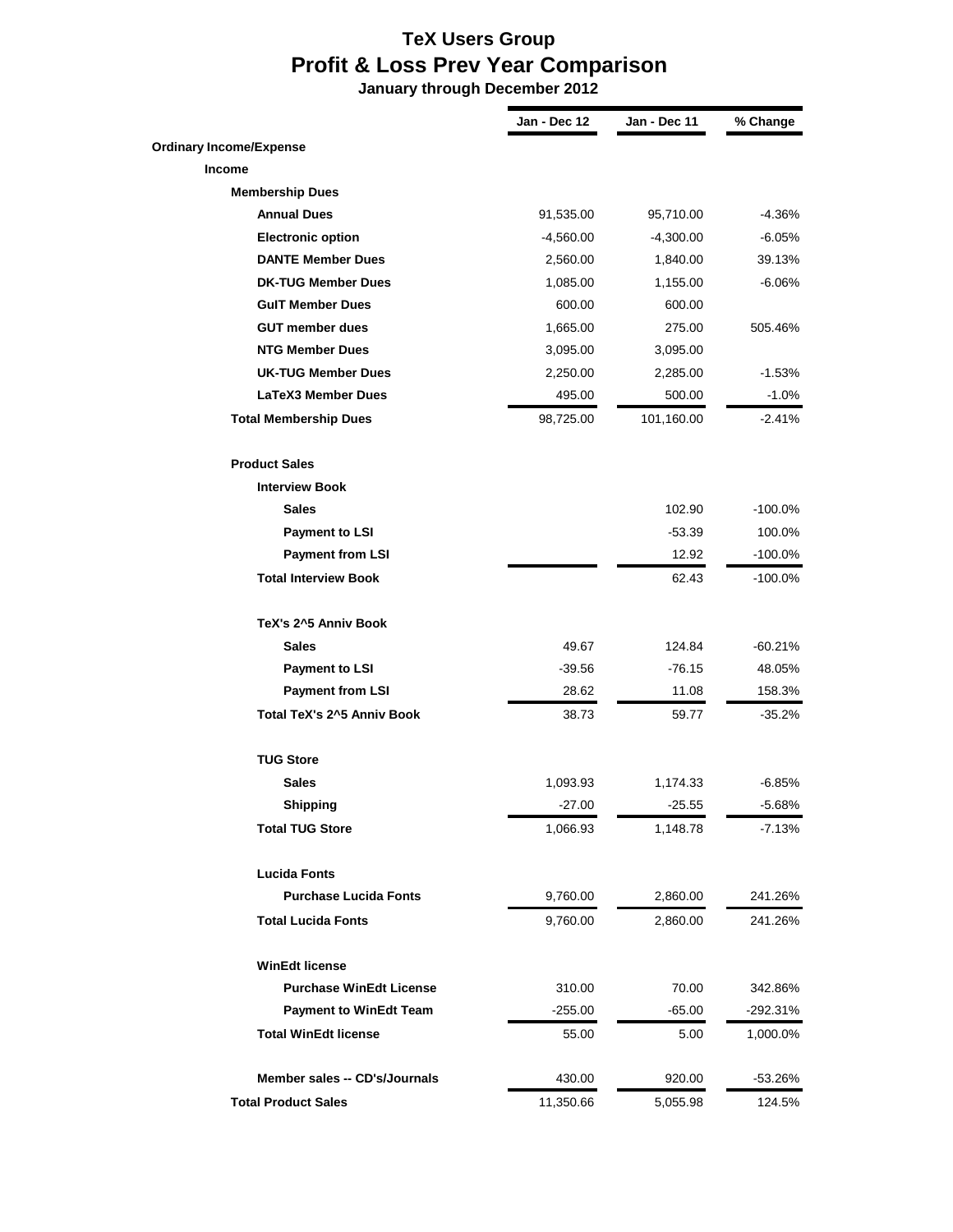# TeX Users Group

## Profit & Loss Prev Year Comparison

**January through December 2012**

| | Jan - Dec 12 | Jan - Dec 11 | % Change |
|---|---|---|---|
| **Ordinary Income/Expense** | | | |
| **Income** | | | |
| **Membership Dues** | | | |
| **Annual Dues** | 91,535.00 | 95,710.00 | -4.36% |
| **Electronic option** | -4,560.00 | -4,300.00 | -6.05% |
| **DANTE Member Dues** | 2,560.00 | 1,840.00 | 39.13% |
| **DK-TUG Member Dues** | 1,085.00 | 1,155.00 | -6.06% |
| **GuIT Member Dues** | 600.00 | 600.00 | |
| **GUT member dues** | 1,665.00 | 275.00 | 505.46% |
| **NTG Member Dues** | 3,095.00 | 3,095.00 | |
| **UK-TUG Member Dues** | 2,250.00 | 2,285.00 | -1.53% |
| **LaTeX3 Member Dues** | 495.00 | 500.00 | -1.0% |
| **Total Membership Dues** | 98,725.00 | 101,160.00 | -2.41% |
| **Product Sales** | | | |
| **Interview Book** | | | |
| **Sales** | | 102.90 | -100.0% |
| **Payment to LSI** | | -53.39 | 100.0% |
| **Payment from LSI** | | 12.92 | -100.0% |
| **Total Interview Book** | | 62.43 | -100.0% |
| **TeX's 2^5 Anniv Book** | | | |
| **Sales** | 49.67 | 124.84 | -60.21% |
| **Payment to LSI** | -39.56 | -76.15 | 48.05% |
| **Payment from LSI** | 28.62 | 11.08 | 158.3% |
| **Total TeX's 2^5 Anniv Book** | 38.73 | 59.77 | -35.2% |
| **TUG Store** | | | |
| **Sales** | 1,093.93 | 1,174.33 | -6.85% |
| **Shipping** | -27.00 | -25.55 | -5.68% |
| **Total TUG Store** | 1,066.93 | 1,148.78 | -7.13% |
| **Lucida Fonts** | | | |
| **Purchase Lucida Fonts** | 9,760.00 | 2,860.00 | 241.26% |
| **Total Lucida Fonts** | 9,760.00 | 2,860.00 | 241.26% |
| **WinEdt license** | | | |
| **Purchase WinEdt License** | 310.00 | 70.00 | 342.86% |
| **Payment to WinEdt Team** | -255.00 | -65.00 | -292.31% |
| **Total WinEdt license** | 55.00 | 5.00 | 1,000.0% |
| **Member sales -- CD's/Journals** | 430.00 | 920.00 | -53.26% |
| **Total Product Sales** | 11,350.66 | 5,055.98 | 124.5% |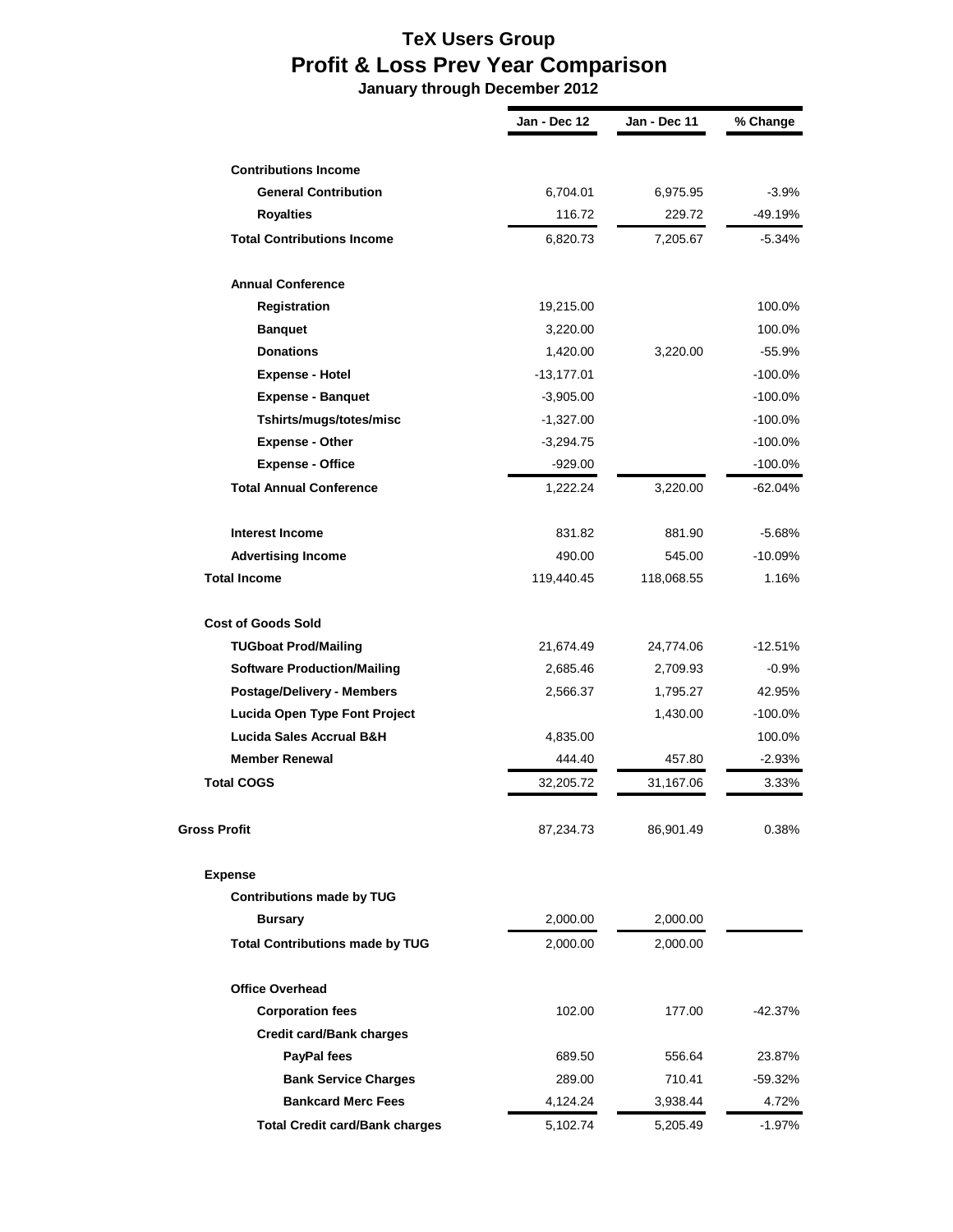# TeX Users Group

## Profit & Loss Prev Year Comparison

### January through December 2012

| | Jan - Dec 12 | Jan - Dec 11 | % Change |
|---|---|---|---|
| **Contributions Income** | | | |
| **General Contribution** | 6,704.01 | 6,975.95 | -3.9% |
| **Royalties** | 116.72 | 229.72 | -49.19% |
| **Total Contributions Income** | 6,820.73 | 7,205.67 | -5.34% |
| **Annual Conference** | | | |
| **Registration** | 19,215.00 | | 100.0% |
| **Banquet** | 3,220.00 | | 100.0% |
| **Donations** | 1,420.00 | 3,220.00 | -55.9% |
| **Expense - Hotel** | -13,177.01 | | -100.0% |
| **Expense - Banquet** | -3,905.00 | | -100.0% |
| **Tshirts/mugs/totes/misc** | -1,327.00 | | -100.0% |
| **Expense - Other** | -3,294.75 | | -100.0% |
| **Expense - Office** | -929.00 | | -100.0% |
| **Total Annual Conference** | 1,222.24 | 3,220.00 | -62.04% |
| **Interest Income** | 831.82 | 881.90 | -5.68% |
| **Advertising Income** | 490.00 | 545.00 | -10.09% |
| **Total Income** | 119,440.45 | 118,068.55 | 1.16% |
| **Cost of Goods Sold** | | | |
| **TUGboat Prod/Mailing** | 21,674.49 | 24,774.06 | -12.51% |
| **Software Production/Mailing** | 2,685.46 | 2,709.93 | -0.9% |
| **Postage/Delivery - Members** | 2,566.37 | 1,795.27 | 42.95% |
| **Lucida Open Type Font Project** | | 1,430.00 | -100.0% |
| **Lucida Sales Accrual B&H** | 4,835.00 | | 100.0% |
| **Member Renewal** | 444.40 | 457.80 | -2.93% |
| **Total COGS** | 32,205.72 | 31,167.06 | 3.33% |
| **Gross Profit** | 87,234.73 | 86,901.49 | 0.38% |
| **Expense** | | | |
| **Contributions made by TUG** | | | |
| **Bursary** | 2,000.00 | 2,000.00 | |
| **Total Contributions made by TUG** | 2,000.00 | 2,000.00 | |
| **Office Overhead** | | | |
| **Corporation fees** | 102.00 | 177.00 | -42.37% |
| **Credit card/Bank charges** | | | |
| **PayPal fees** | 689.50 | 556.64 | 23.87% |
| **Bank Service Charges** | 289.00 | 710.41 | -59.32% |
| **Bankcard Merc Fees** | 4,124.24 | 3,938.44 | 4.72% |
| **Total Credit card/Bank charges** | 5,102.74 | 5,205.49 | -1.97% |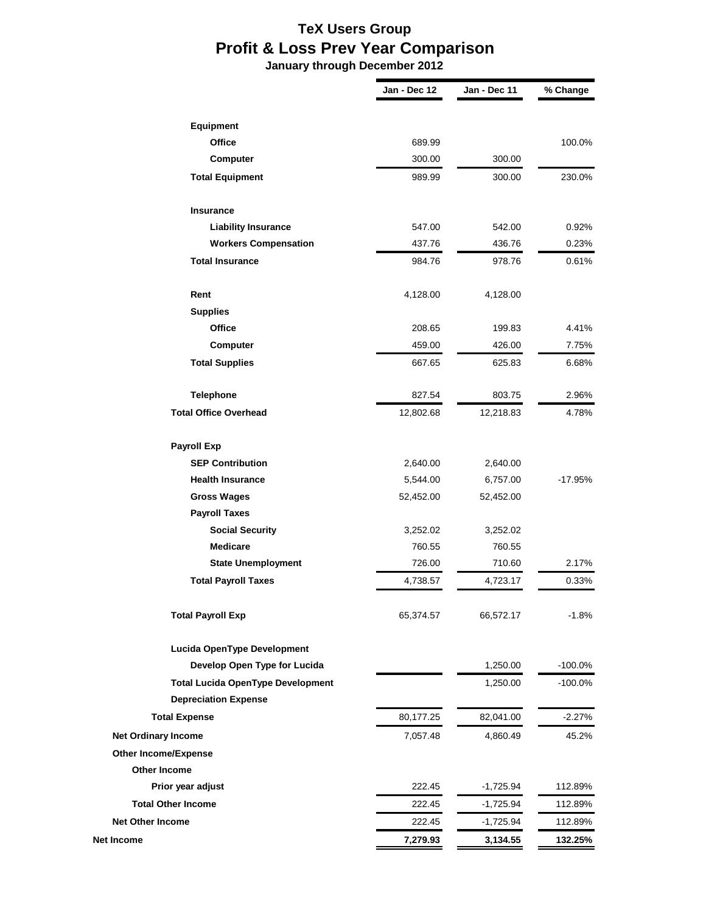# TeX Users Group
# Profit & Loss Prev Year Comparison
**January through December 2012**

| | Jan - Dec 12 | Jan - Dec 11 | % Change |
|---|---|---|---|
| **Equipment** | | | |
| **Office** | 689.99 | | 100.0% |
| **Computer** | 300.00 | 300.00 | |
| **Total Equipment** | 989.99 | 300.00 | 230.0% |
| **Insurance** | | | |
| **Liability Insurance** | 547.00 | 542.00 | 0.92% |
| **Workers Compensation** | 437.76 | 436.76 | 0.23% |
| **Total Insurance** | 984.76 | 978.76 | 0.61% |
| **Rent** | 4,128.00 | 4,128.00 | |
| **Supplies** | | | |
| **Office** | 208.65 | 199.83 | 4.41% |
| **Computer** | 459.00 | 426.00 | 7.75% |
| **Total Supplies** | 667.65 | 625.83 | 6.68% |
| **Telephone** | 827.54 | 803.75 | 2.96% |
| **Total Office Overhead** | 12,802.68 | 12,218.83 | 4.78% |
| **Payroll Exp** | | | |
| **SEP Contribution** | 2,640.00 | 2,640.00 | |
| **Health Insurance** | 5,544.00 | 6,757.00 | -17.95% |
| **Gross Wages** | 52,452.00 | 52,452.00 | |
| **Payroll Taxes** | | | |
| **Social Security** | 3,252.02 | 3,252.02 | |
| **Medicare** | 760.55 | 760.55 | |
| **State Unemployment** | 726.00 | 710.60 | 2.17% |
| **Total Payroll Taxes** | 4,738.57 | 4,723.17 | 0.33% |
| **Total Payroll Exp** | 65,374.57 | 66,572.17 | -1.8% |
| **Lucida OpenType Development** | | | |
| **Develop Open Type for Lucida** | | 1,250.00 | -100.0% |
| **Total Lucida OpenType Development** | | 1,250.00 | -100.0% |
| **Depreciation Expense** | | | |
| **Total Expense** | 80,177.25 | 82,041.00 | -2.27% |
| **Net Ordinary Income** | 7,057.48 | 4,860.49 | 45.2% |
| **Other Income/Expense** | | | |
| **Other Income** | | | |
| **Prior year adjust** | 222.45 | -1,725.94 | 112.89% |
| **Total Other Income** | 222.45 | -1,725.94 | 112.89% |
| **Net Other Income** | 222.45 | -1,725.94 | 112.89% |
| **Net Income** | **7,279.93** | **3,134.55** | **132.25%** |